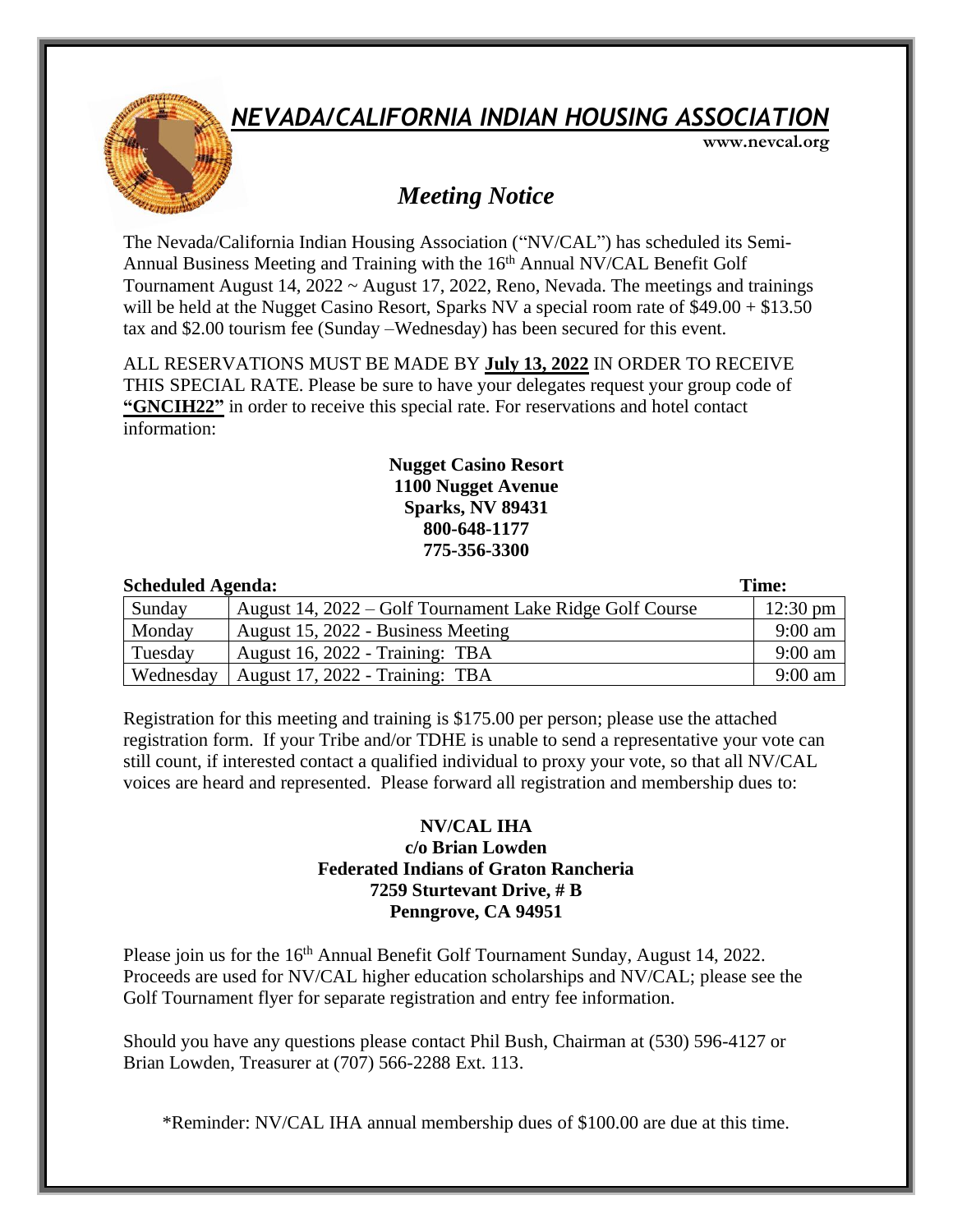# *NEVADA/CALIFORNIA INDIAN HOUSING ASSOCIATION*

**www.nevcal.org**

## *Meeting Notice*

The Nevada/California Indian Housing Association ("NV/CAL") has scheduled its Semi-Annual Business Meeting and Training with the 16th Annual NV/CAL Benefit Golf Tournament August 14, 2022 ~ August 17, 2022, Reno, Nevada. The meetings and trainings will be held at the Nugget Casino Resort, Sparks NV a special room rate of $49.00 + $13.50 tax and $2.00 tourism fee (Sunday –Wednesday) has been secured for this event.

ALL RESERVATIONS MUST BE MADE BY **July 13, 2022** IN ORDER TO RECEIVE THIS SPECIAL RATE. Please be sure to have your delegates request your group code of **"GNCIH22"** in order to receive this special rate. For reservations and hotel contact information:

**Nugget Casino Resort**
**1100 Nugget Avenue**
**Sparks, NV 89431**
**800-648-1177**
**775-356-3300**

**Scheduled Agenda:** **Time:**

| | | |
|---|---|---|
| Sunday | August 14, 2022 – Golf Tournament Lake Ridge Golf Course | 12:30 pm |
| Monday | August 15, 2022 - Business Meeting | 9:00 am |
| Tuesday | August 16, 2022 - Training: TBA | 9:00 am |
| Wednesday | August 17, 2022 - Training: TBA | 9:00 am |

Registration for this meeting and training is $175.00 per person; please use the attached registration form. If your Tribe and/or TDHE is unable to send a representative your vote can still count, if interested contact a qualified individual to proxy your vote, so that all NV/CAL voices are heard and represented. Please forward all registration and membership dues to:

**NV/CAL IHA**
**c/o Brian Lowden**
**Federated Indians of Graton Rancheria**
**7259 Sturtevant Drive, # B**
**Penngrove, CA 94951**

Please join us for the 16th Annual Benefit Golf Tournament Sunday, August 14, 2022. Proceeds are used for NV/CAL higher education scholarships and NV/CAL; please see the Golf Tournament flyer for separate registration and entry fee information.

Should you have any questions please contact Phil Bush, Chairman at (530) 596-4127 or Brian Lowden, Treasurer at (707) 566-2288 Ext. 113.

*Reminder: NV/CAL IHA annual membership dues of $100.00 are due at this time.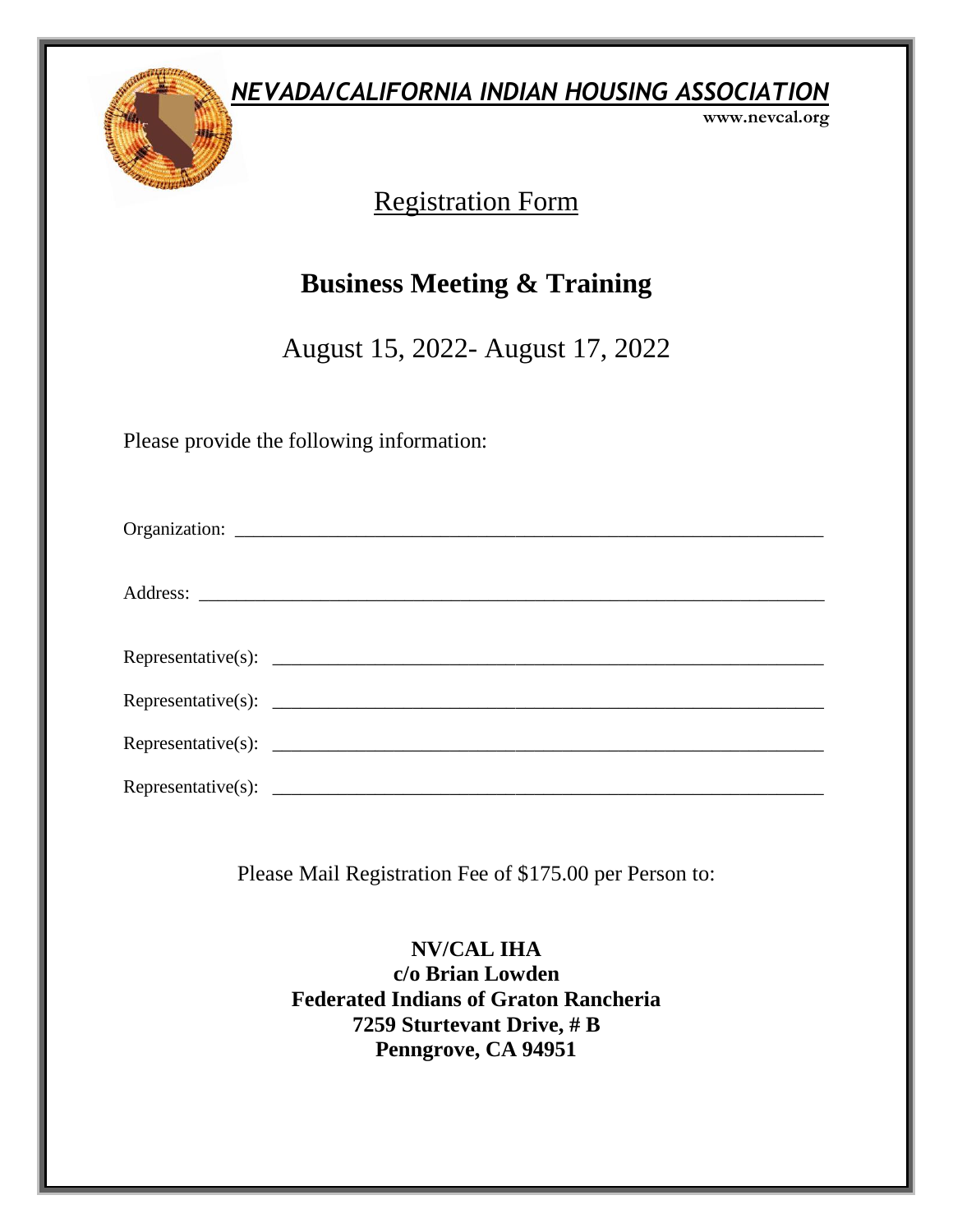***NEVADA/CALIFORNIA INDIAN HOUSING ASSOCIATION***

**www.nevcal.org**

# Registration Form

## Business Meeting & Training

August 15, 2022- August 17, 2022

Please provide the following information:

Organization: ___________________________________________________________

Address: _______________________________________________________________

Representative(s): _______________________________________________________

Representative(s): _______________________________________________________

Representative(s): _______________________________________________________

Representative(s): _______________________________________________________

Please Mail Registration Fee of $175.00 per Person to:

**NV/CAL IHA**
**c/o Brian Lowden**
**Federated Indians of Graton Rancheria**
**7259 Sturtevant Drive, # B**
**Penngrove, CA 94951**